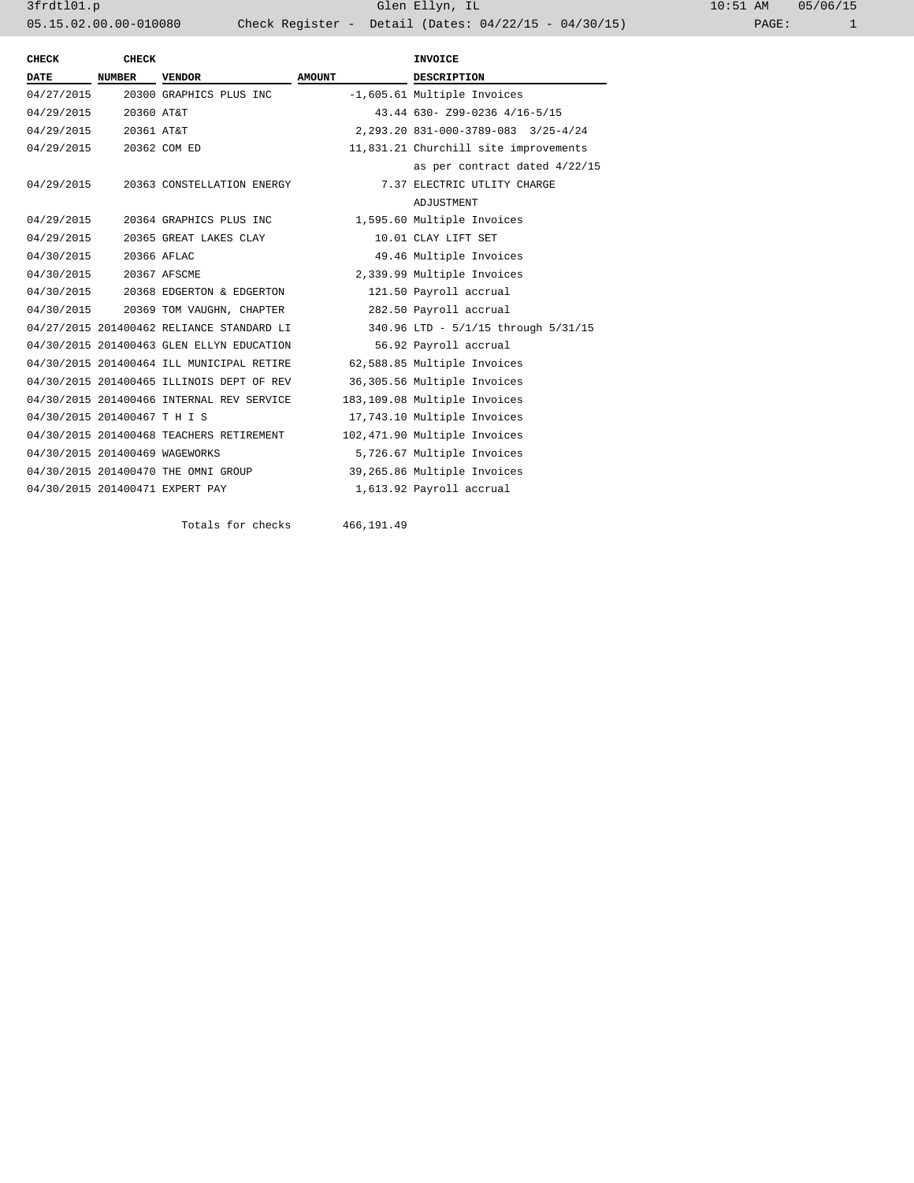Glen Ellyn, IL

Check Register - Detail (Dates: 04/22/15 - 04/30/15)

| CHECK DATE | CHECK NUMBER | VENDOR | AMOUNT | INVOICE DESCRIPTION |
|---|---|---|---|---|
| 04/27/2015 | 20300 | GRAPHICS PLUS INC | -1,605.61 | Multiple Invoices |
| 04/29/2015 | 20360 | AT&T | 43.44 | 630- Z99-0236 4/16-5/15 |
| 04/29/2015 | 20361 | AT&T | 2,293.20 | 831-000-3789-083 3/25-4/24 |
| 04/29/2015 | 20362 | COM ED | 11,831.21 | Churchill site improvements as per contract dated 4/22/15 |
| 04/29/2015 | 20363 | CONSTELLATION ENERGY | 7.37 | ELECTRIC UTLITY CHARGE ADJUSTMENT |
| 04/29/2015 | 20364 | GRAPHICS PLUS INC | 1,595.60 | Multiple Invoices |
| 04/29/2015 | 20365 | GREAT LAKES CLAY | 10.01 | CLAY LIFT SET |
| 04/30/2015 | 20366 | AFLAC | 49.46 | Multiple Invoices |
| 04/30/2015 | 20367 | AFSCME | 2,339.99 | Multiple Invoices |
| 04/30/2015 | 20368 | EDGERTON & EDGERTON | 121.50 | Payroll accrual |
| 04/30/2015 | 20369 | TOM VAUGHN, CHAPTER | 282.50 | Payroll accrual |
| 04/27/2015 | 201400462 | RELIANCE STANDARD LI | 340.96 | LTD - 5/1/15 through 5/31/15 |
| 04/30/2015 | 201400463 | GLEN ELLYN EDUCATION | 56.92 | Payroll accrual |
| 04/30/2015 | 201400464 | ILL MUNICIPAL RETIRE | 62,588.85 | Multiple Invoices |
| 04/30/2015 | 201400465 | ILLINOIS DEPT OF REV | 36,305.56 | Multiple Invoices |
| 04/30/2015 | 201400466 | INTERNAL REV SERVICE | 183,109.08 | Multiple Invoices |
| 04/30/2015 | 201400467 | T H I S | 17,743.10 | Multiple Invoices |
| 04/30/2015 | 201400468 | TEACHERS RETIREMENT | 102,471.90 | Multiple Invoices |
| 04/30/2015 | 201400469 | WAGEWORKS | 5,726.67 | Multiple Invoices |
| 04/30/2015 | 201400470 | THE OMNI GROUP | 39,265.86 | Multiple Invoices |
| 04/30/2015 | 201400471 | EXPERT PAY | 1,613.92 | Payroll accrual |
| | | Totals for checks | 466,191.49 | |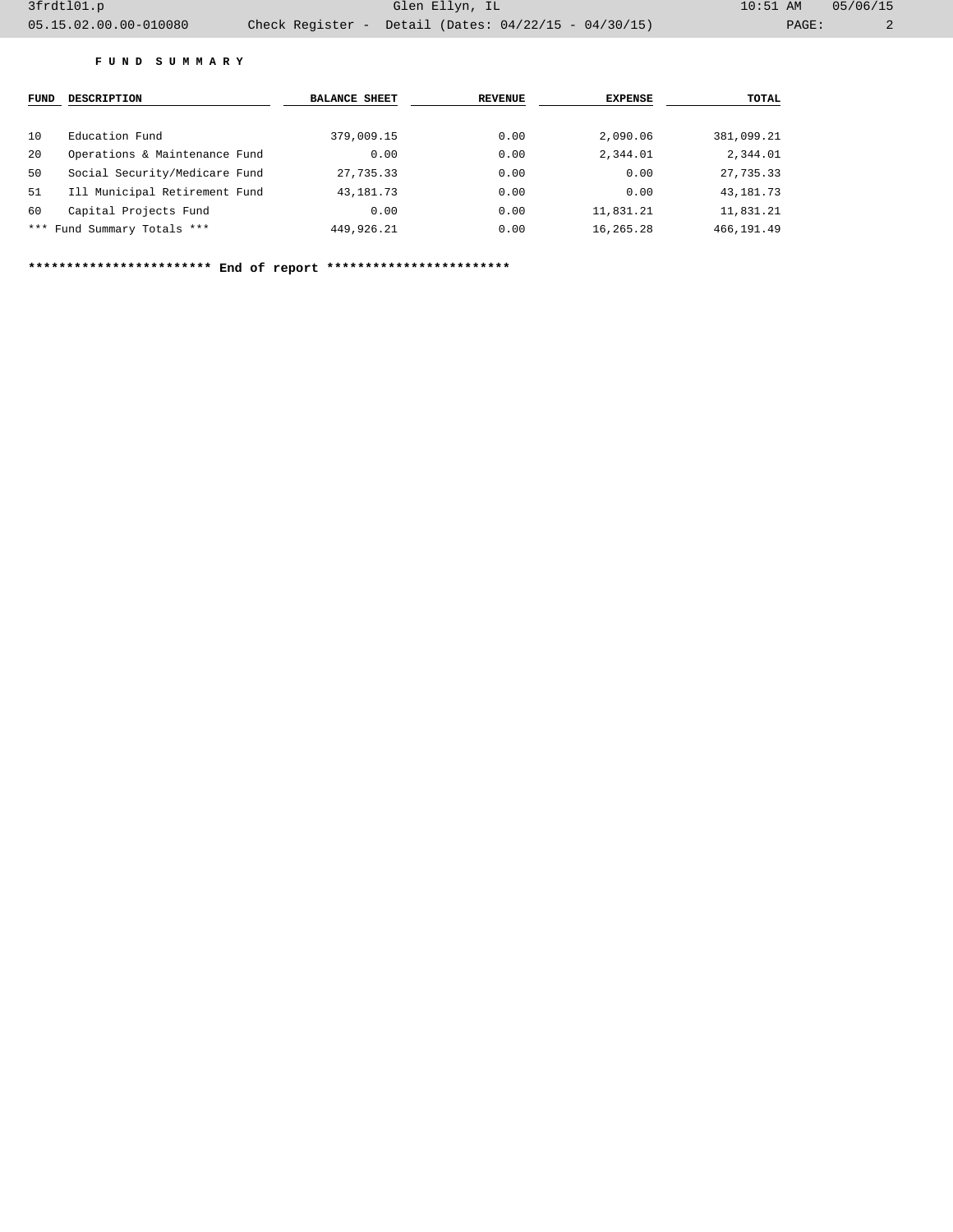**F U N D   S U M M A R Y**

| FUND | DESCRIPTION | BALANCE SHEET | REVENUE | EXPENSE | TOTAL |
|---|---|---|---|---|---|
| 10 | Education Fund | 379,009.15 | 0.00 | 2,090.06 | 381,099.21 |
| 20 | Operations & Maintenance Fund | 0.00 | 0.00 | 2,344.01 | 2,344.01 |
| 50 | Social Security/Medicare Fund | 27,735.33 | 0.00 | 0.00 | 27,735.33 |
| 51 | Ill Municipal Retirement Fund | 43,181.73 | 0.00 | 0.00 | 43,181.73 |
| 60 | Capital Projects Fund | 0.00 | 0.00 | 11,831.21 | 11,831.21 |
| *** Fund Summary Totals *** | | 449,926.21 | 0.00 | 16,265.28 | 466,191.49 |

**************************** End of report ****************************